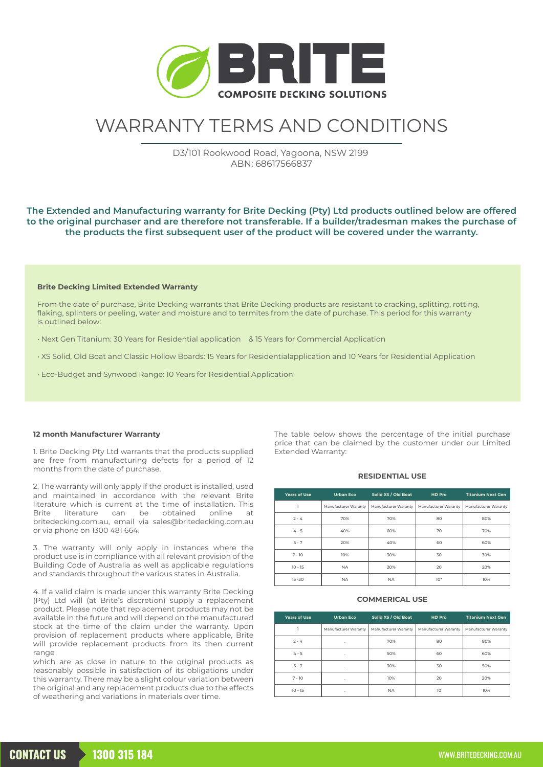**BRITE**
**COMPOSITE DECKING SOLUTIONS**

# WARRANTY TERMS AND CONDITIONS

D3/101 Rookwood Road, Yagoona, NSW 2199
ABN: 68617566837

**The Extended and Manufacturing warranty for Brite Decking (Pty) Ltd products outlined below are offered to the original purchaser and are therefore not transferable. If a builder/tradesman makes the purchase of the products the first subsequent user of the product will be covered under the warranty.**

### Brite Decking Limited Extended Warranty

From the date of purchase, Brite Decking warrants that Brite Decking products are resistant to cracking, splitting, rotting, flaking, splinters or peeling, water and moisture and to termites from the date of purchase. This period for this warranty is outlined below:

- Next Gen Titanium: 30 Years for Residential application & 15 Years for Commercial Application
- XS Solid, Old Boat and Classic Hollow Boards: 15 Years for Residentialapplication and 10 Years for Residential Application
- Eco-Budget and Synwood Range: 10 Years for Residential Application

### 12 month Manufacturer Warranty

1. Brite Decking Pty Ltd warrants that the products supplied are free from manufacturing defects for a period of 12 months from the date of purchase.

2. The warranty will only apply if the product is installed, used and maintained in accordance with the relevant Brite literature which is current at the time of installation. This Brite literature can be obtained online at britedecking.com.au, email via sales@britedecking.com.au or via phone on 1300 481 664.

3. The warranty will only apply in instances where the product use is in compliance with all relevant provision of the Building Code of Australia as well as applicable regulations and standards throughout the various states in Australia.

4. If a valid claim is made under this warranty Brite Decking (Pty) Ltd will (at Brite's discretion) supply a replacement product. Please note that replacement products may not be available in the future and will depend on the manufactured stock at the time of the claim under the warranty. Upon provision of replacement products where applicable, Brite will provide replacement products from its then current range

which are as close in nature to the original products as reasonably possible in satisfaction of its obligations under this warranty. There may be a slight colour variation between the original and any replacement products due to the effects of weathering and variations in materials over time.

The table below shows the percentage of the initial purchase price that can be claimed by the customer under our Limited Extended Warranty:

**RESIDENTIAL USE**

| Years of Use | Urban Eco | Solid XS / Old Boat | HD Pro | Titanium Next Gen |
|---|---|---|---|---|
| 1 | Manufacturer Waranty | Manufacturer Waranty | Manufacturer Waranty | Manufacturer Waranty |
| 2 - 4 | 70% | 70% | 80 | 80% |
| 4 - 5 | 40% | 60% | 70 | 70% |
| 5 - 7 | 20% | 40% | 60 | 60% |
| 7 - 10 | 10% | 30% | 30 | 30% |
| 10 - 15 | NA | 20% | 20 | 20% |
| 15 -30 | NA | NA | 10* | 10% |

**COMMERICAL USE**

| Years of Use | Urban Eco | Solid XS / Old Boat | HD Pro | Titanium Next Gen |
|---|---|---|---|---|
| 1 | Manufacturer Waranty | Manufacturer Waranty | Manufacturer Waranty | Manufacturer Waranty |
| 2 - 4 | . | 70% | 80 | 80% |
| 4 - 5 | . | 50% | 60 | 60% |
| 5 - 7 | . | 30% | 30 | 50% |
| 7 - 10 | . | 10% | 20 | 20% |
| 10 - 15 | . | NA | 10 | 10% |

**CONTACT US** 1300 315 184 WWW.BRITEDECKING.COM.AU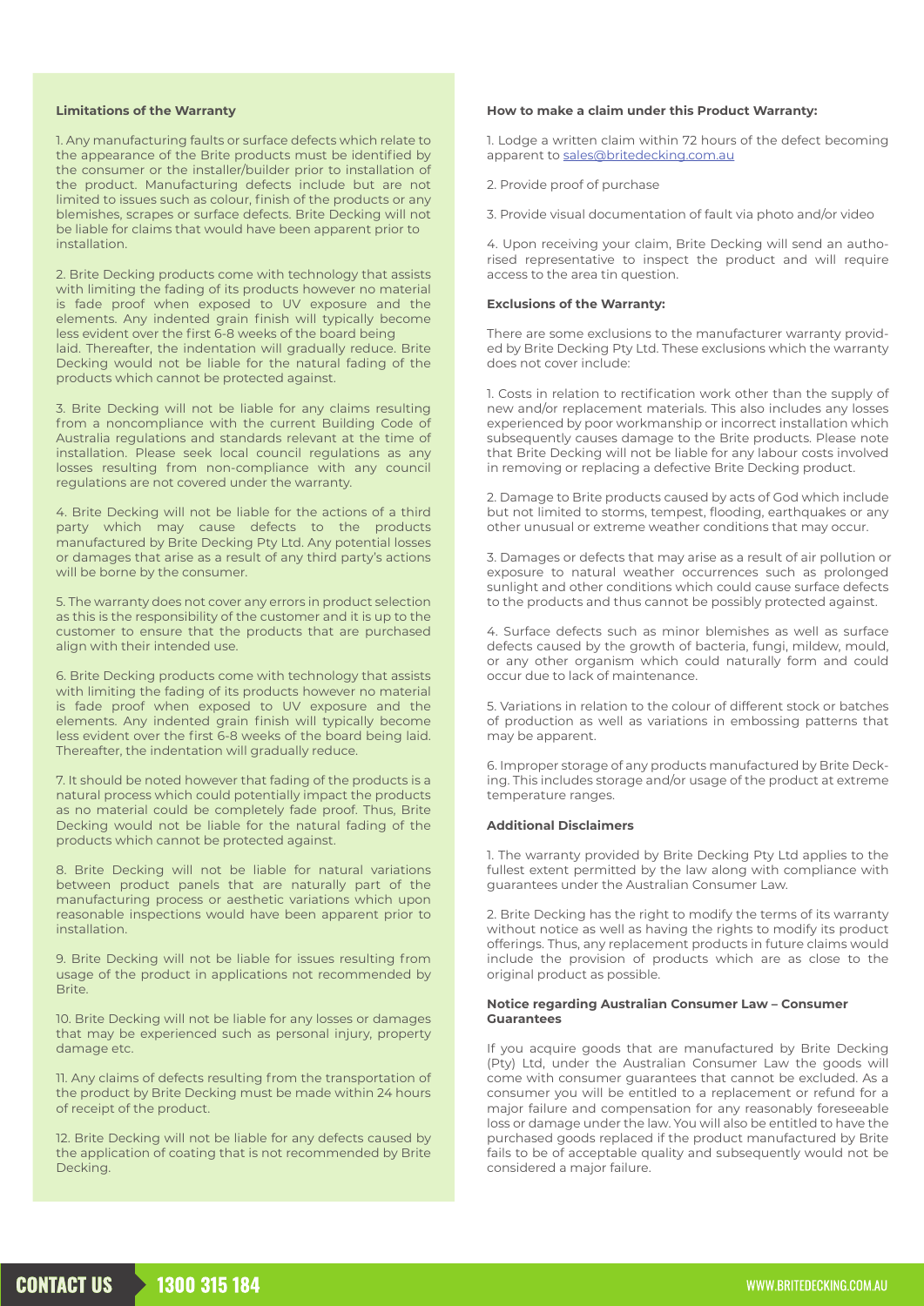**Limitations of the Warranty**

1. Any manufacturing faults or surface defects which relate to the appearance of the Brite products must be identified by the consumer or the installer/builder prior to installation of the product. Manufacturing defects include but are not limited to issues such as colour, finish of the products or any blemishes, scrapes or surface defects. Brite Decking will not be liable for claims that would have been apparent prior to installation.

2. Brite Decking products come with technology that assists with limiting the fading of its products however no material is fade proof when exposed to UV exposure and the elements. Any indented grain finish will typically become less evident over the first 6-8 weeks of the board being laid. Thereafter, the indentation will gradually reduce. Brite Decking would not be liable for the natural fading of the products which cannot be protected against.

3. Brite Decking will not be liable for any claims resulting from a noncompliance with the current Building Code of Australia regulations and standards relevant at the time of installation. Please seek local council regulations as any losses resulting from non-compliance with any council regulations are not covered under the warranty.

4. Brite Decking will not be liable for the actions of a third party which may cause defects to the products manufactured by Brite Decking Pty Ltd. Any potential losses or damages that arise as a result of any third party's actions will be borne by the consumer.

5. The warranty does not cover any errors in product selection as this is the responsibility of the customer and it is up to the customer to ensure that the products that are purchased align with their intended use.

6. Brite Decking products come with technology that assists with limiting the fading of its products however no material is fade proof when exposed to UV exposure and the elements. Any indented grain finish will typically become less evident over the first 6-8 weeks of the board being laid. Thereafter, the indentation will gradually reduce.

7. It should be noted however that fading of the products is a natural process which could potentially impact the products as no material could be completely fade proof. Thus, Brite Decking would not be liable for the natural fading of the products which cannot be protected against.

8. Brite Decking will not be liable for natural variations between product panels that are naturally part of the manufacturing process or aesthetic variations which upon reasonable inspections would have been apparent prior to installation.

9. Brite Decking will not be liable for issues resulting from usage of the product in applications not recommended by Brite.

10. Brite Decking will not be liable for any losses or damages that may be experienced such as personal injury, property damage etc.

11. Any claims of defects resulting from the transportation of the product by Brite Decking must be made within 24 hours of receipt of the product.

12. Brite Decking will not be liable for any defects caused by the application of coating that is not recommended by Brite Decking.

**How to make a claim under this Product Warranty:**

1. Lodge a written claim within 72 hours of the defect becoming apparent to sales@britedecking.com.au

2. Provide proof of purchase

3. Provide visual documentation of fault via photo and/or video

4. Upon receiving your claim, Brite Decking will send an authorised representative to inspect the product and will require access to the area tin question.

**Exclusions of the Warranty:**

There are some exclusions to the manufacturer warranty provided by Brite Decking Pty Ltd. These exclusions which the warranty does not cover include:

1. Costs in relation to rectification work other than the supply of new and/or replacement materials. This also includes any losses experienced by poor workmanship or incorrect installation which subsequently causes damage to the Brite products. Please note that Brite Decking will not be liable for any labour costs involved in removing or replacing a defective Brite Decking product.

2. Damage to Brite products caused by acts of God which include but not limited to storms, tempest, flooding, earthquakes or any other unusual or extreme weather conditions that may occur.

3. Damages or defects that may arise as a result of air pollution or exposure to natural weather occurrences such as prolonged sunlight and other conditions which could cause surface defects to the products and thus cannot be possibly protected against.

4. Surface defects such as minor blemishes as well as surface defects caused by the growth of bacteria, fungi, mildew, mould, or any other organism which could naturally form and could occur due to lack of maintenance.

5. Variations in relation to the colour of different stock or batches of production as well as variations in embossing patterns that may be apparent.

6. Improper storage of any products manufactured by Brite Decking. This includes storage and/or usage of the product at extreme temperature ranges.

**Additional Disclaimers**

1. The warranty provided by Brite Decking Pty Ltd applies to the fullest extent permitted by the law along with compliance with guarantees under the Australian Consumer Law.

2. Brite Decking has the right to modify the terms of its warranty without notice as well as having the rights to modify its product offerings. Thus, any replacement products in future claims would include the provision of products which are as close to the original product as possible.

**Notice regarding Australian Consumer Law – Consumer Guarantees**

If you acquire goods that are manufactured by Brite Decking (Pty) Ltd, under the Australian Consumer Law the goods will come with consumer guarantees that cannot be excluded. As a consumer you will be entitled to a replacement or refund for a major failure and compensation for any reasonably foreseeable loss or damage under the law. You will also be entitled to have the purchased goods replaced if the product manufactured by Brite fails to be of acceptable quality and subsequently would not be considered a major failure.

**CONTACT US** 1300 315 184 WWW.BRITEDECKING.COM.AU